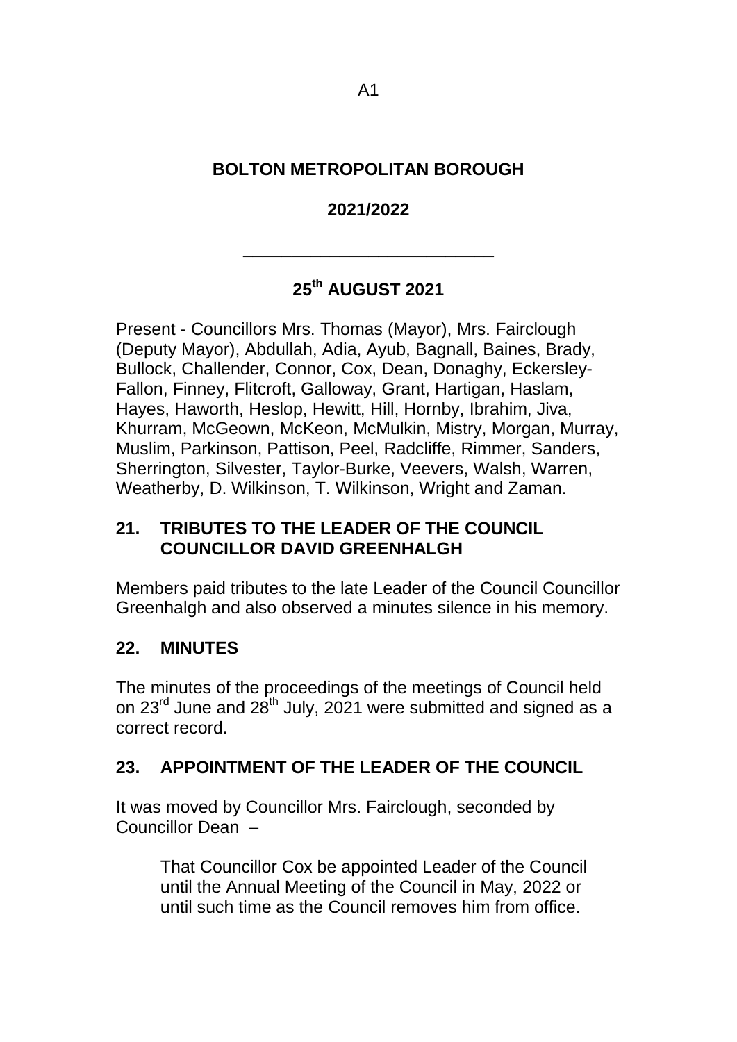A1

# BOLTON METROPOLITAN BOROUGH

## 2021/2022

---

## 25th AUGUST 2021

Present - Councillors Mrs. Thomas (Mayor), Mrs. Fairclough (Deputy Mayor), Abdullah, Adia, Ayub, Bagnall, Baines, Brady, Bullock, Challender, Connor, Cox, Dean, Donaghy, Eckersley-Fallon, Finney, Flitcroft, Galloway, Grant, Hartigan, Haslam, Hayes, Haworth, Heslop, Hewitt, Hill, Hornby, Ibrahim, Jiva, Khurram, McGeown, McKeon, McMulkin, Mistry, Morgan, Murray, Muslim, Parkinson, Pattison, Peel, Radcliffe, Rimmer, Sanders, Sherrington, Silvester, Taylor-Burke, Veevers, Walsh, Warren, Weatherby, D. Wilkinson, T. Wilkinson, Wright and Zaman.

### 21. TRIBUTES TO THE LEADER OF THE COUNCIL COUNCILLOR DAVID GREENHALGH

Members paid tributes to the late Leader of the Council Councillor Greenhalgh and also observed a minutes silence in his memory.

### 22. MINUTES

The minutes of the proceedings of the meetings of Council held on 23rd June and 28th July, 2021 were submitted and signed as a correct record.

### 23. APPOINTMENT OF THE LEADER OF THE COUNCIL

It was moved by Councillor Mrs. Fairclough, seconded by Councillor Dean –

> That Councillor Cox be appointed Leader of the Council until the Annual Meeting of the Council in May, 2022 or until such time as the Council removes him from office.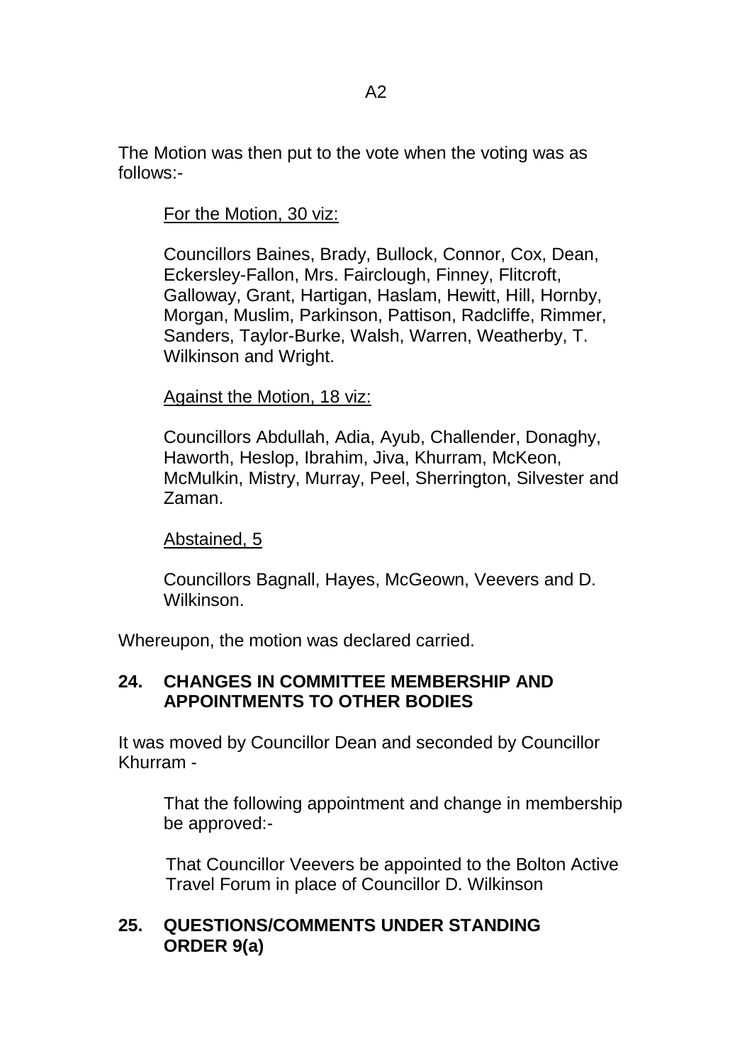The Motion was then put to the vote when the voting was as follows:-

For the Motion, 30 viz:

Councillors Baines, Brady, Bullock, Connor, Cox, Dean, Eckersley-Fallon, Mrs. Fairclough, Finney, Flitcroft, Galloway, Grant, Hartigan, Haslam, Hewitt, Hill, Hornby, Morgan, Muslim, Parkinson, Pattison, Radcliffe, Rimmer, Sanders, Taylor-Burke, Walsh, Warren, Weatherby, T. Wilkinson and Wright.

Against the Motion, 18 viz:

Councillors Abdullah, Adia, Ayub, Challender, Donaghy, Haworth, Heslop, Ibrahim, Jiva, Khurram, McKeon, McMulkin, Mistry, Murray, Peel, Sherrington, Silvester and Zaman.

Abstained, 5

Councillors Bagnall, Hayes, McGeown, Veevers and D. Wilkinson.

Whereupon, the motion was declared carried.

## 24. CHANGES IN COMMITTEE MEMBERSHIP AND APPOINTMENTS TO OTHER BODIES

It was moved by Councillor Dean and seconded by Councillor Khurram -

That the following appointment and change in membership be approved:-

That Councillor Veevers be appointed to the Bolton Active Travel Forum in place of Councillor D. Wilkinson

## 25. QUESTIONS/COMMENTS UNDER STANDING ORDER 9(a)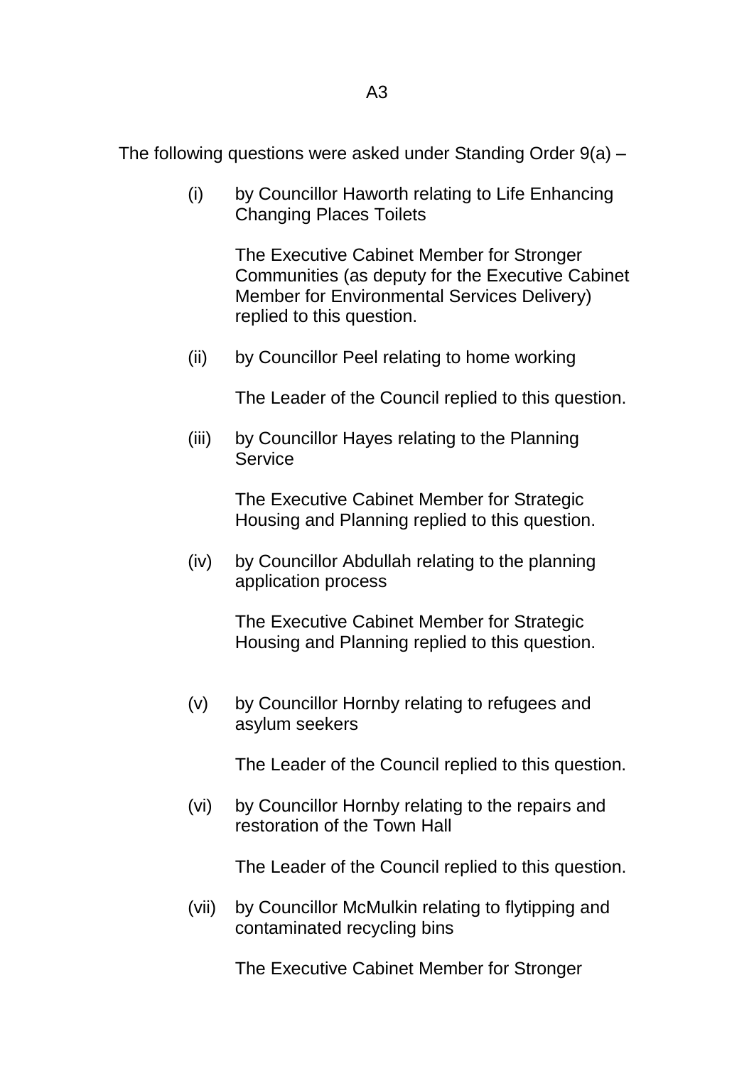The following questions were asked under Standing Order 9(a) –

(i) by Councillor Haworth relating to Life Enhancing Changing Places Toilets

The Executive Cabinet Member for Stronger Communities (as deputy for the Executive Cabinet Member for Environmental Services Delivery) replied to this question.

(ii) by Councillor Peel relating to home working

The Leader of the Council replied to this question.

(iii) by Councillor Hayes relating to the Planning Service

The Executive Cabinet Member for Strategic Housing and Planning replied to this question.

(iv) by Councillor Abdullah relating to the planning application process

The Executive Cabinet Member for Strategic Housing and Planning replied to this question.

(v) by Councillor Hornby relating to refugees and asylum seekers

The Leader of the Council replied to this question.

(vi) by Councillor Hornby relating to the repairs and restoration of the Town Hall

The Leader of the Council replied to this question.

(vii) by Councillor McMulkin relating to flytipping and contaminated recycling bins

The Executive Cabinet Member for Stronger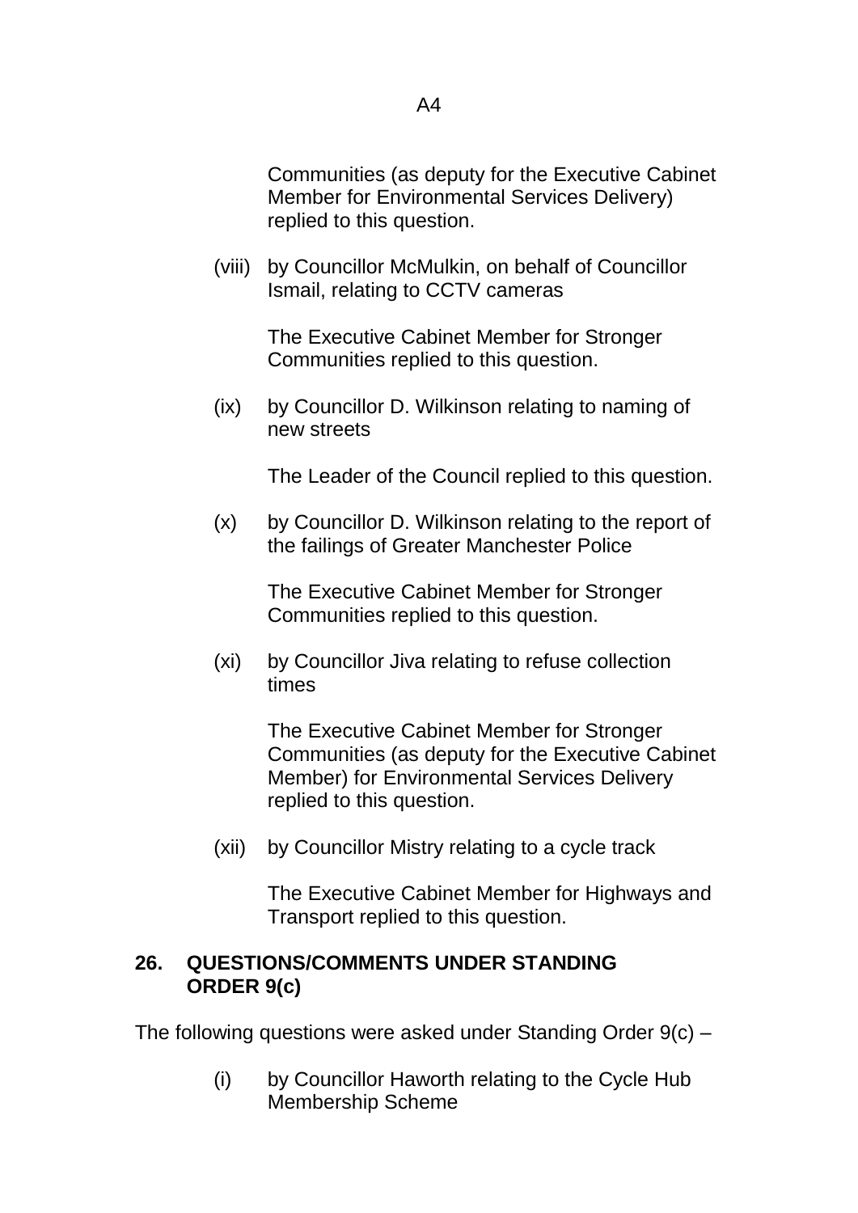Communities (as deputy for the Executive Cabinet Member for Environmental Services Delivery) replied to this question.

(viii) by Councillor McMulkin, on behalf of Councillor Ismail, relating to CCTV cameras

The Executive Cabinet Member for Stronger Communities replied to this question.

(ix) by Councillor D. Wilkinson relating to naming of new streets

The Leader of the Council replied to this question.

(x) by Councillor D. Wilkinson relating to the report of the failings of Greater Manchester Police

The Executive Cabinet Member for Stronger Communities replied to this question.

(xi) by Councillor Jiva relating to refuse collection times

The Executive Cabinet Member for Stronger Communities (as deputy for the Executive Cabinet Member) for Environmental Services Delivery replied to this question.

(xii) by Councillor Mistry relating to a cycle track

The Executive Cabinet Member for Highways and Transport replied to this question.

## 26. QUESTIONS/COMMENTS UNDER STANDING ORDER 9(c)

The following questions were asked under Standing Order 9(c) –

(i) by Councillor Haworth relating to the Cycle Hub Membership Scheme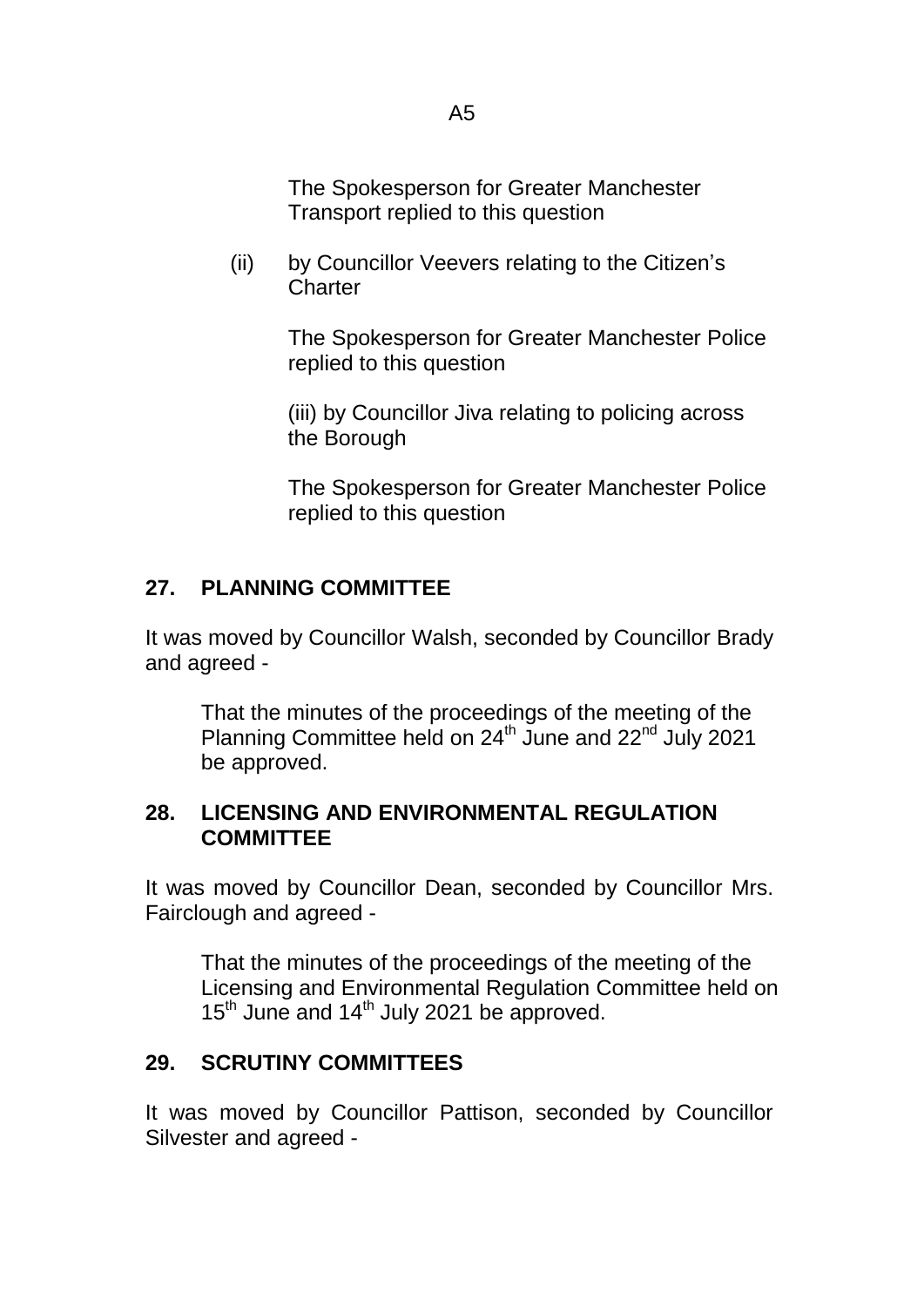The Spokesperson for Greater Manchester Transport replied to this question

(ii) by Councillor Veevers relating to the Citizen's Charter

The Spokesperson for Greater Manchester Police replied to this question

(iii) by Councillor Jiva relating to policing across the Borough

The Spokesperson for Greater Manchester Police replied to this question

## 27. PLANNING COMMITTEE

It was moved by Councillor Walsh, seconded by Councillor Brady and agreed -

> That the minutes of the proceedings of the meeting of the Planning Committee held on 24th June and 22nd July 2021 be approved.

## 28. LICENSING AND ENVIRONMENTAL REGULATION COMMITTEE

It was moved by Councillor Dean, seconded by Councillor Mrs. Fairclough and agreed -

> That the minutes of the proceedings of the meeting of the Licensing and Environmental Regulation Committee held on 15th June and 14th July 2021 be approved.

## 29. SCRUTINY COMMITTEES

It was moved by Councillor Pattison, seconded by Councillor Silvester and agreed -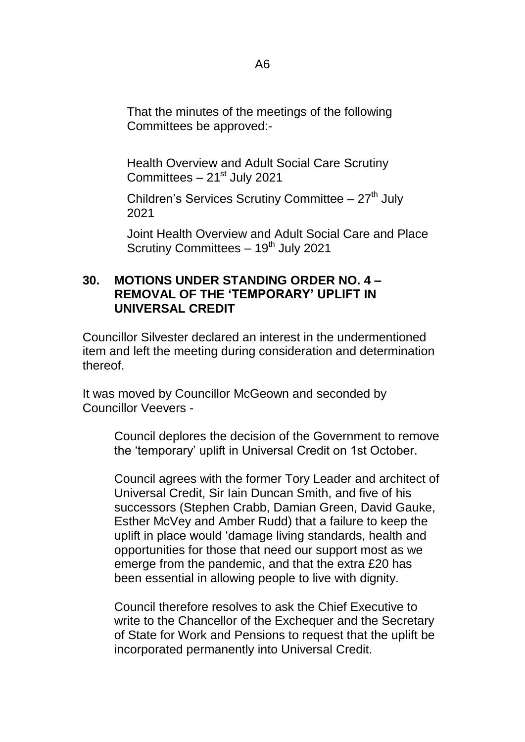That the minutes of the meetings of the following Committees be approved:-

Health Overview and Adult Social Care Scrutiny Committees – 21st July 2021

Children's Services Scrutiny Committee – 27th July 2021

Joint Health Overview and Adult Social Care and Place Scrutiny Committees – 19th July 2021

## 30. MOTIONS UNDER STANDING ORDER NO. 4 – REMOVAL OF THE 'TEMPORARY' UPLIFT IN UNIVERSAL CREDIT

Councillor Silvester declared an interest in the undermentioned item and left the meeting during consideration and determination thereof.

It was moved by Councillor McGeown and seconded by Councillor Veevers -

> Council deplores the decision of the Government to remove the 'temporary' uplift in Universal Credit on 1st October.
>
> Council agrees with the former Tory Leader and architect of Universal Credit, Sir Iain Duncan Smith, and five of his successors (Stephen Crabb, Damian Green, David Gauke, Esther McVey and Amber Rudd) that a failure to keep the uplift in place would 'damage living standards, health and opportunities for those that need our support most as we emerge from the pandemic, and that the extra £20 has been essential in allowing people to live with dignity.
>
> Council therefore resolves to ask the Chief Executive to write to the Chancellor of the Exchequer and the Secretary of State for Work and Pensions to request that the uplift be incorporated permanently into Universal Credit.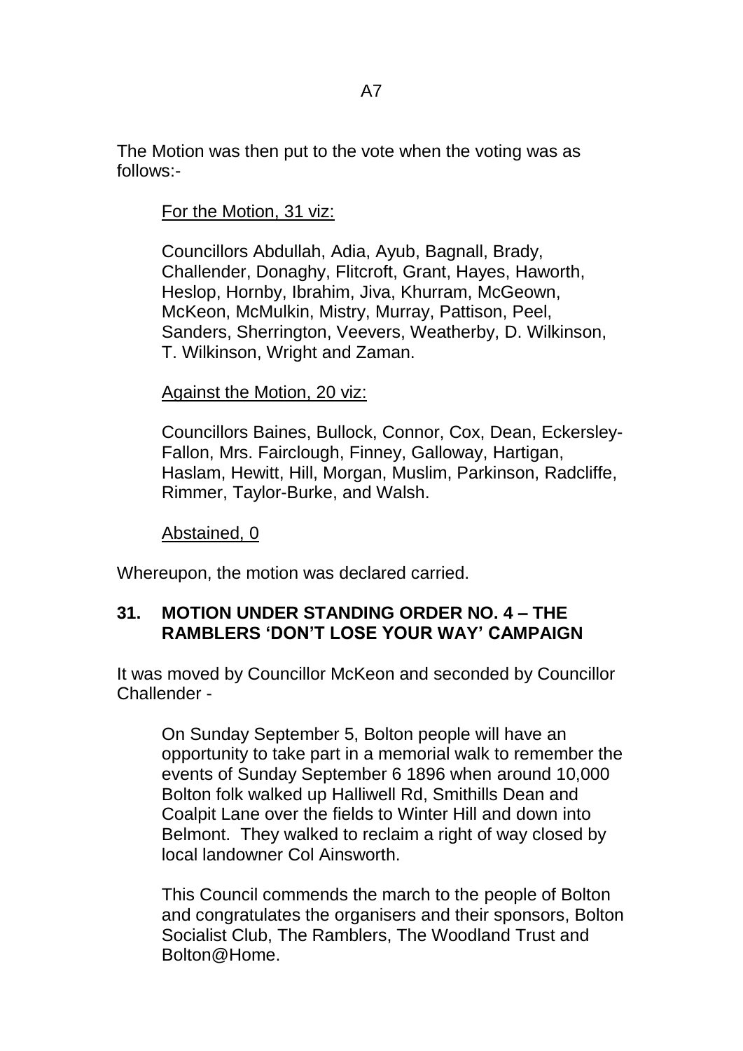The Motion was then put to the vote when the voting was as follows:-

<u>For the Motion, 31 viz:</u>

Councillors Abdullah, Adia, Ayub, Bagnall, Brady, Challender, Donaghy, Flitcroft, Grant, Hayes, Haworth, Heslop, Hornby, Ibrahim, Jiva, Khurram, McGeown, McKeon, McMulkin, Mistry, Murray, Pattison, Peel, Sanders, Sherrington, Veevers, Weatherby, D. Wilkinson, T. Wilkinson, Wright and Zaman.

<u>Against the Motion, 20 viz:</u>

Councillors Baines, Bullock, Connor, Cox, Dean, Eckersley-Fallon, Mrs. Fairclough, Finney, Galloway, Hartigan, Haslam, Hewitt, Hill, Morgan, Muslim, Parkinson, Radcliffe, Rimmer, Taylor-Burke, and Walsh.

<u>Abstained, 0</u>

Whereupon, the motion was declared carried.

**31. MOTION UNDER STANDING ORDER NO. 4 – THE RAMBLERS 'DON'T LOSE YOUR WAY' CAMPAIGN**

It was moved by Councillor McKeon and seconded by Councillor Challender -

On Sunday September 5, Bolton people will have an opportunity to take part in a memorial walk to remember the events of Sunday September 6 1896 when around 10,000 Bolton folk walked up Halliwell Rd, Smithills Dean and Coalpit Lane over the fields to Winter Hill and down into Belmont. They walked to reclaim a right of way closed by local landowner Col Ainsworth.

This Council commends the march to the people of Bolton and congratulates the organisers and their sponsors, Bolton Socialist Club, The Ramblers, The Woodland Trust and Bolton@Home.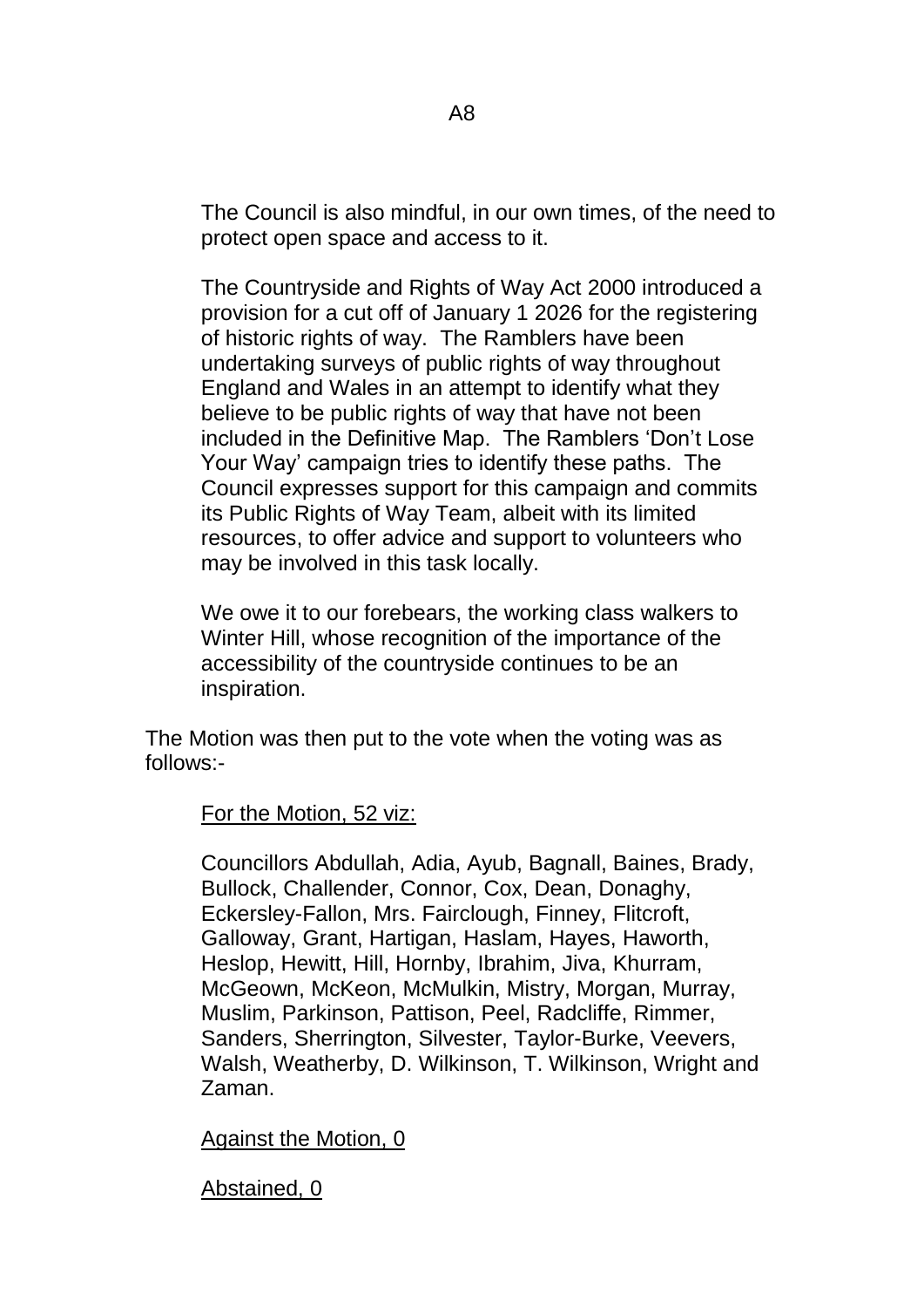The Council is also mindful, in our own times, of the need to protect open space and access to it.

The Countryside and Rights of Way Act 2000 introduced a provision for a cut off of January 1 2026 for the registering of historic rights of way. The Ramblers have been undertaking surveys of public rights of way throughout England and Wales in an attempt to identify what they believe to be public rights of way that have not been included in the Definitive Map. The Ramblers 'Don't Lose Your Way' campaign tries to identify these paths. The Council expresses support for this campaign and commits its Public Rights of Way Team, albeit with its limited resources, to offer advice and support to volunteers who may be involved in this task locally.

We owe it to our forebears, the working class walkers to Winter Hill, whose recognition of the importance of the accessibility of the countryside continues to be an inspiration.

The Motion was then put to the vote when the voting was as follows:-

<u>For the Motion, 52 viz:</u>

Councillors Abdullah, Adia, Ayub, Bagnall, Baines, Brady, Bullock, Challender, Connor, Cox, Dean, Donaghy, Eckersley-Fallon, Mrs. Fairclough, Finney, Flitcroft, Galloway, Grant, Hartigan, Haslam, Hayes, Haworth, Heslop, Hewitt, Hill, Hornby, Ibrahim, Jiva, Khurram, McGeown, McKeon, McMulkin, Mistry, Morgan, Murray, Muslim, Parkinson, Pattison, Peel, Radcliffe, Rimmer, Sanders, Sherrington, Silvester, Taylor-Burke, Veevers, Walsh, Weatherby, D. Wilkinson, T. Wilkinson, Wright and Zaman.

<u>Against the Motion, 0</u>

<u>Abstained, 0</u>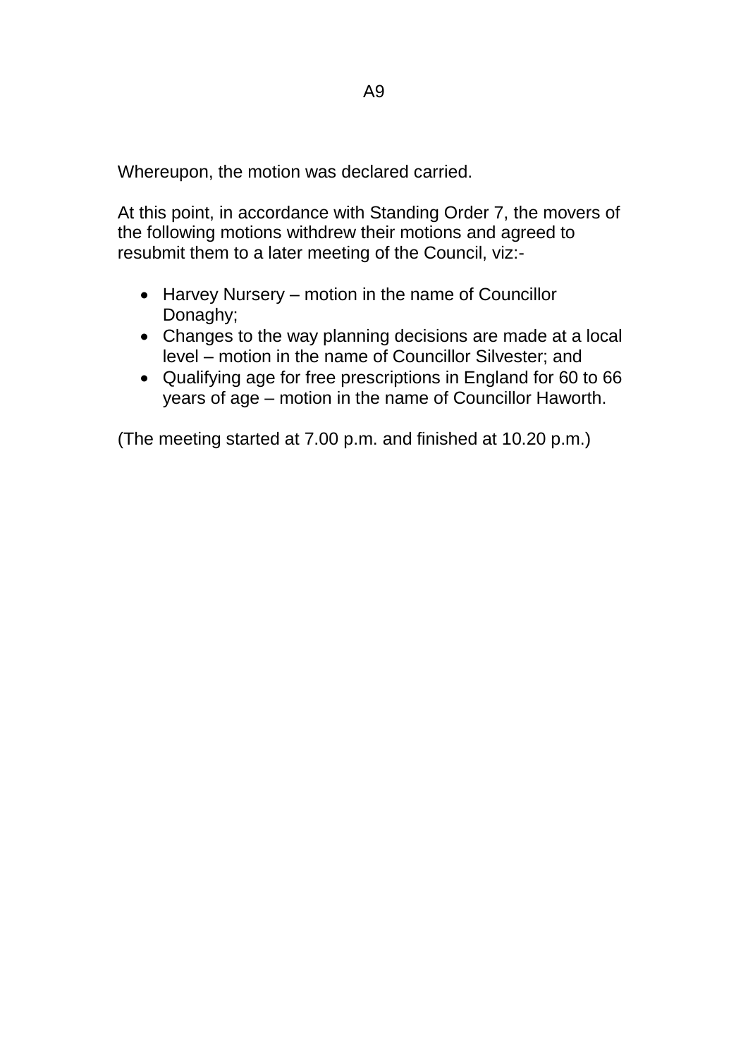Whereupon, the motion was declared carried.

At this point, in accordance with Standing Order 7, the movers of the following motions withdrew their motions and agreed to resubmit them to a later meeting of the Council, viz:-

- Harvey Nursery – motion in the name of Councillor Donaghy;
- Changes to the way planning decisions are made at a local level – motion in the name of Councillor Silvester; and
- Qualifying age for free prescriptions in England for 60 to 66 years of age – motion in the name of Councillor Haworth.

(The meeting started at 7.00 p.m. and finished at 10.20 p.m.)